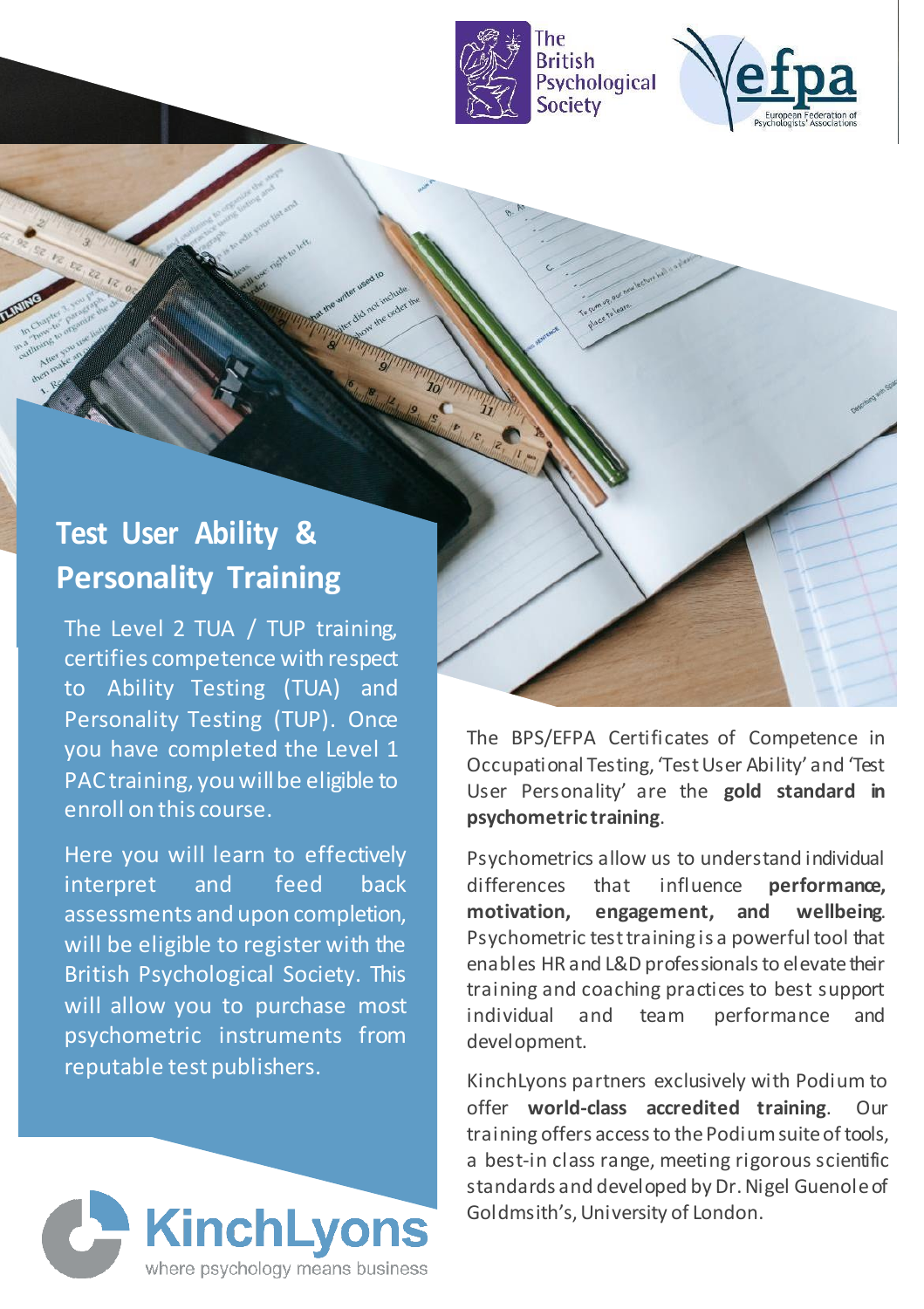# Test User Ability & Personality Training

The Level 2 TUA / TUP training, certifies competence with respect to Ability Testing (TUA) and Personality Testing (TUP). Once you have completed the Level 1 PAC training, you will be eligible to enroll on this course.

Here you will learn to effectively interpret and feed back assessments and upon completion, will be eligible to register with the British Psychological Society. This will allow you to purchase most psychometric instruments from reputable test publishers.

The BPS/EFPA Certificates of Competence in Occupational Testing, 'Test User Ability' and 'Test User Personality' are the **gold standard in psychometric training**.

Psychometrics allow us to understand individual differences that influence **performance, motivation, engagement, and wellbeing**. Psychometric test training is a powerful tool that enables HR and L&D professionals to elevate their training and coaching practices to best support individual and team performance and development.

KinchLyons partners exclusively with Podium to offer **world-class accredited training**. Our training offers access to the Podium suite of tools, a best-in class range, meeting rigorous scientific standards and developed by Dr. Nigel Guenole of Goldmsith's, University of London.

KinchLyons
where psychology means business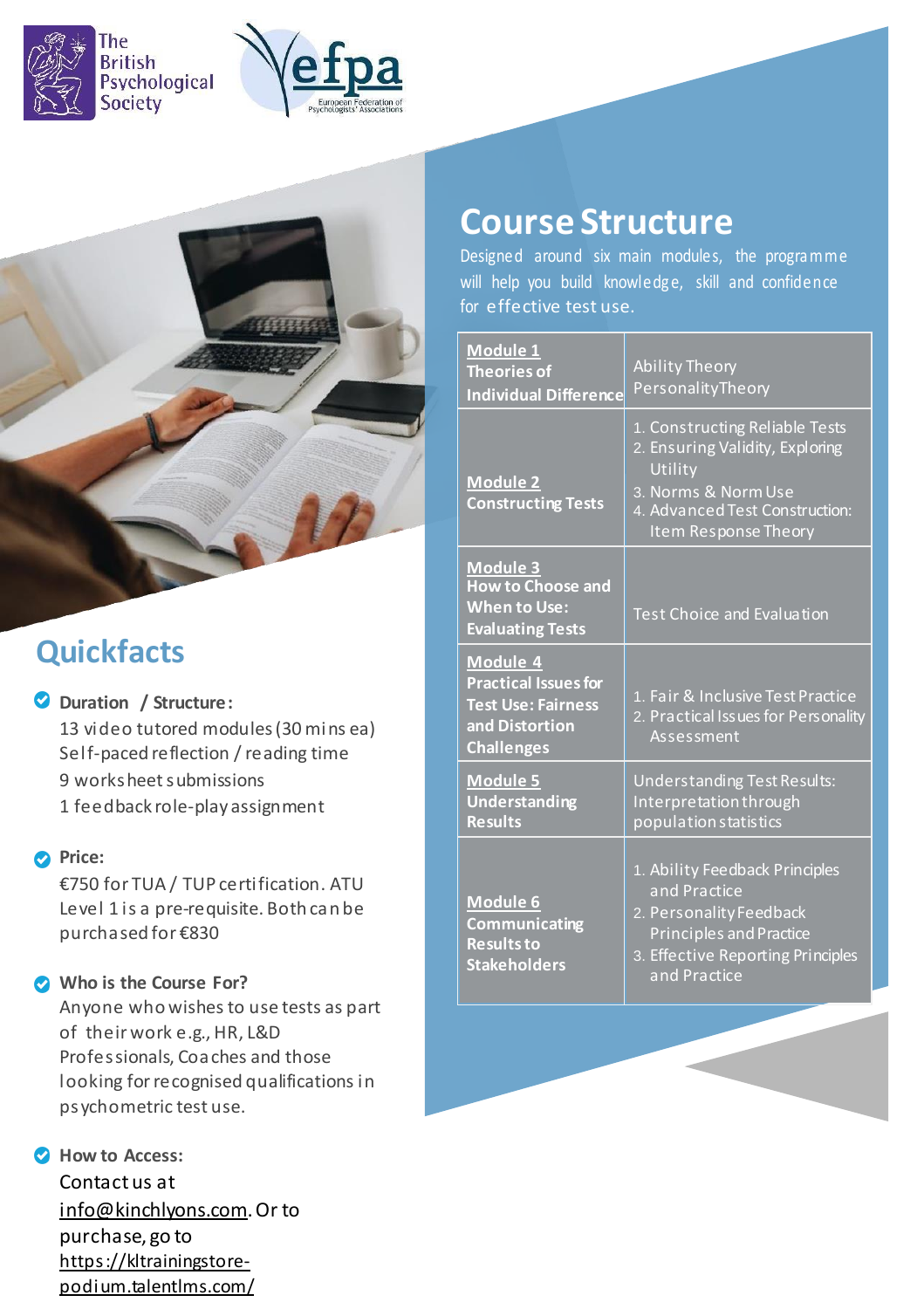The British Psychological Society

efpa European Federation of Psychologists' Associations

## Course Structure

Designed around six main modules, the programme will help you build knowledge, skill and confidence for effective test use.

| | |
|---|---|
| **Module 1** **Theories of Individual Difference** | Ability Theory PersonalityTheory |
| **Module 2** **Constructing Tests** | 1. Constructing Reliable Tests 2. Ensuring Validity, Exploring Utility 3. Norms & Norm Use 4. Advanced Test Construction: Item Response Theory |
| **Module 3** **How to Choose and When to Use: Evaluating Tests** | Test Choice and Evaluation |
| **Module 4** **Practical Issues for Test Use: Fairness and Distortion Challenges** | 1. Fair & Inclusive Test Practice 2. Practical Issues for Personality Assessment |
| **Module 5** **Understanding Results** | Understanding Test Results: Interpretation through population statistics |
| **Module 6** **Communicating Results to Stakeholders** | 1. Ability Feedback Principles and Practice 2. Personality Feedback Principles and Practice 3. Effective Reporting Principles and Practice |

## Quickfacts

- **Duration / Structure:**
  13 video tutored modules (30 mins ea)
  Self-paced reflection / reading time
  9 worksheet submissions
  1 feedback role-play assignment

- **Price:**
  €750 for TUA / TUP certification. ATU Level 1 is a pre-requisite. Both can be purchased for €830

- **Who is the Course For?**
  Anyone who wishes to use tests as part of their work e.g., HR, L&D Professionals, Coaches and those looking for recognised qualifications in psychometric test use.

- **How to Access:**
  Contact us at info@kinchlyons.com. Or to purchase, go to https://kltrainingstore-podium.talentlms.com/